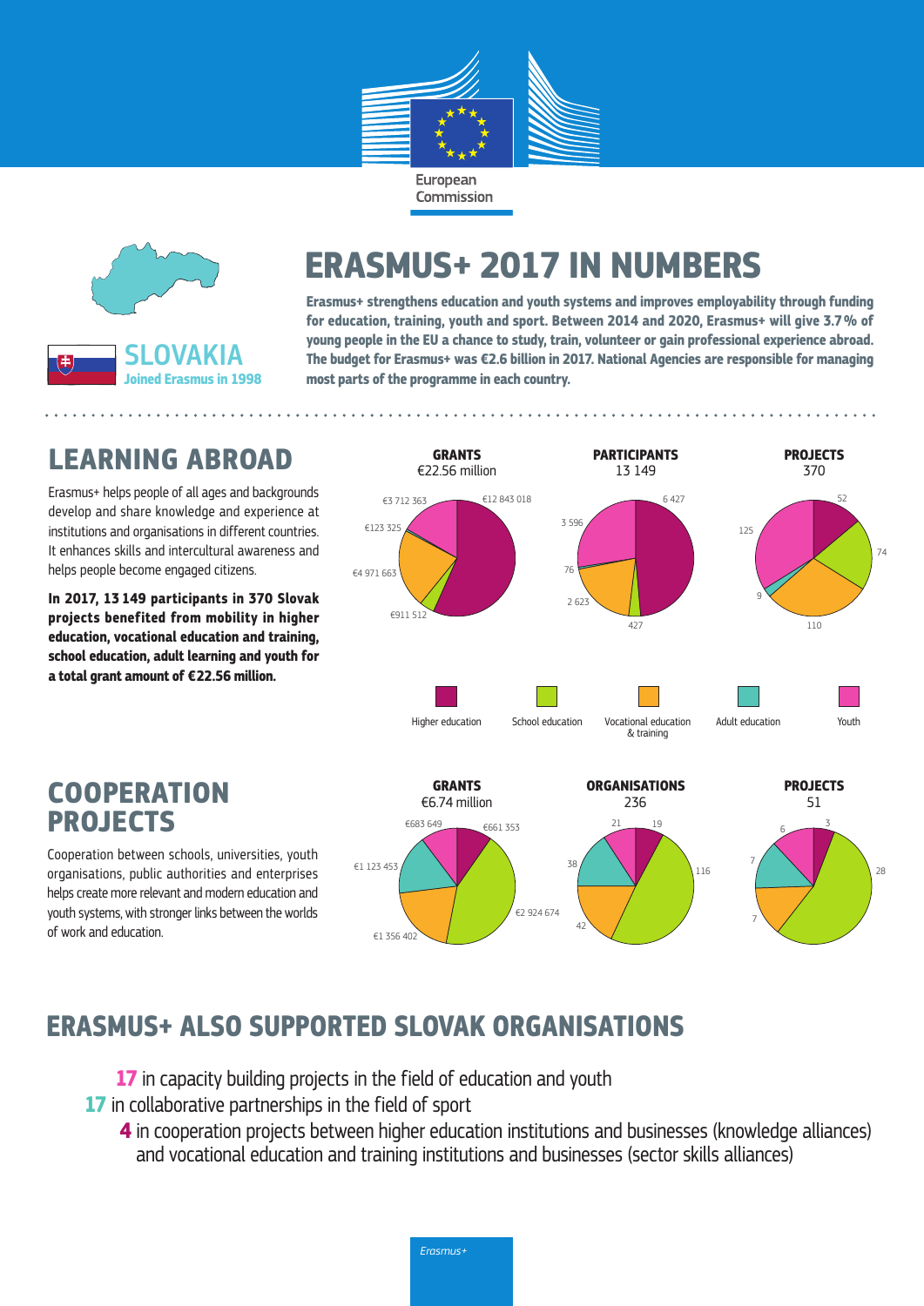European Commission

# ERASMUS+ 2017 IN NUMBERS

**Erasmus+ strengthens education and youth systems and improves employability through funding for education, training, youth and sport. Between 2014 and 2020, Erasmus+ will give 3.7% of young people in the EU a chance to study, train, volunteer or gain professional experience abroad. The budget for Erasmus+ was €2.6 billion in 2017. National Agencies are responsible for managing most parts of the programme in each country.**

SLOVAKIA
Joined Erasmus in 1998

## LEARNING ABROAD

Erasmus+ helps people of all ages and backgrounds develop and share knowledge and experience at institutions and organisations in different countries. It enhances skills and intercultural awareness and helps people become engaged citizens.

**In 2017, 13 149 participants in 370 Slovak projects benefited from mobility in higher education, vocational education and training, school education, adult learning and youth for a total grant amount of €22.56 million.**

**GRANTS**
€22.56 million
€12 843 018
€911 512
€4 971 663
€123 325
€3 712 363

**PARTICIPANTS**
13 149
6 427
427
2 623
76
3 596

**PROJECTS**
370
52
74
110
9
125

Higher education
School education
Vocational education & training
Adult education
Youth

## COOPERATION PROJECTS

Cooperation between schools, universities, youth organisations, public authorities and enterprises helps create more relevant and modern education and youth systems, with stronger links between the worlds of work and education.

**GRANTS**
€6.74 million
€661 353
€2 924 674
€1 356 402
€1 123 453
€683 649

**ORGANISATIONS**
236
19
116
42
38
21

**PROJECTS**
51
3
28
7
7
6

## ERASMUS+ ALSO SUPPORTED SLOVAK ORGANISATIONS

**17** in capacity building projects in the field of education and youth

**17** in collaborative partnerships in the field of sport

**4** in cooperation projects between higher education institutions and businesses (knowledge alliances) and vocational education and training institutions and businesses (sector skills alliances)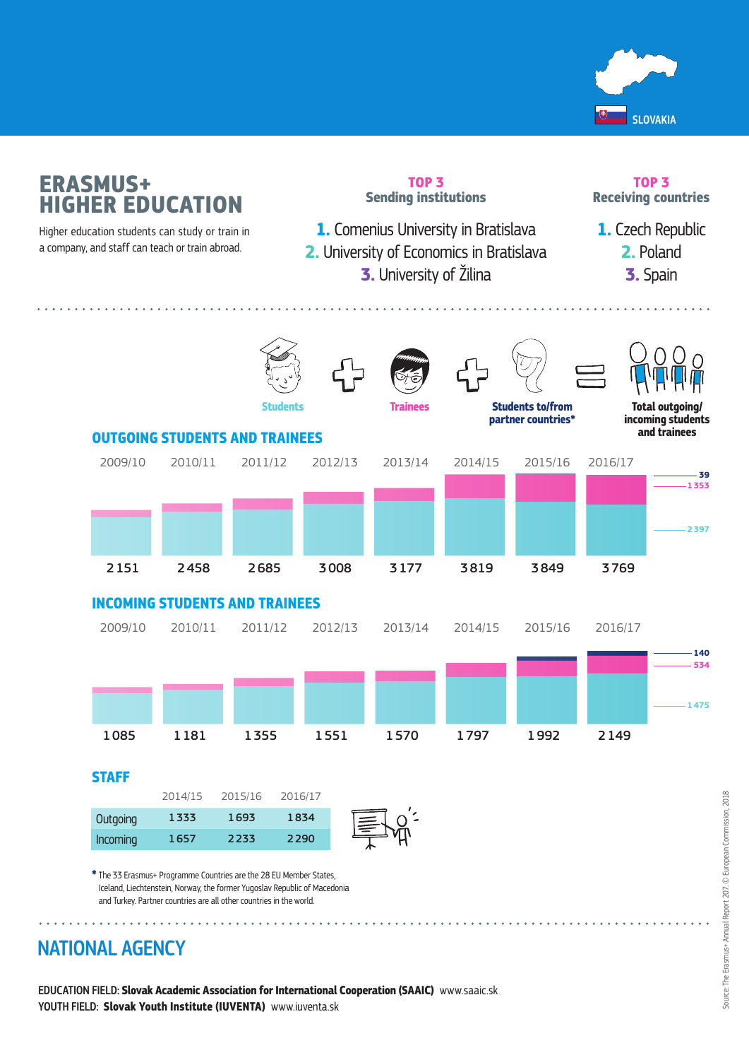SLOVAKIA

# ERASMUS+ HIGHER EDUCATION

Higher education students can study or train in a company, and staff can teach or train abroad.

## TOP 3 Sending institutions

1. Comenius University in Bratislava
2. University of Economics in Bratislava
3. University of Žilina

## TOP 3 Receiving countries

1. Czech Republic
2. Poland
3. Spain

Students + Trainees + Students to/from partner countries* = Total outgoing/incoming students and trainees

## OUTGOING STUDENTS AND TRAINEES

2009/10 2010/11 2011/12 2012/13 2013/14 2014/15 2015/16 2016/17

2151 2458 2685 3008 3177 3819 3849 3769

39
1353
2397

## INCOMING STUDENTS AND TRAINEES

2009/10 2010/11 2011/12 2012/13 2013/14 2014/15 2015/16 2016/17

1085 1181 1355 1551 1570 1797 1992 2149

140
534
1475

## STAFF

| | 2014/15 | 2015/16 | 2016/17 |
|---|---|---|---|
| Outgoing | 1333 | 1693 | 1834 |
| Incoming | 1657 | 2233 | 2290 |

* The 33 Erasmus+ Programme Countries are the 28 EU Member States, Iceland, Liechtenstein, Norway, the former Yugoslav Republic of Macedonia and Turkey. Partner countries are all other countries in the world.

# NATIONAL AGENCY

EDUCATION FIELD: **Slovak Academic Association for International Cooperation (SAAIC)** www.saaic.sk
YOUTH FIELD: **Slovak Youth Institute (IUVENTA)** www.iuventa.sk

Source: The Erasmus+ Annual Report 207. © European Commission, 2018